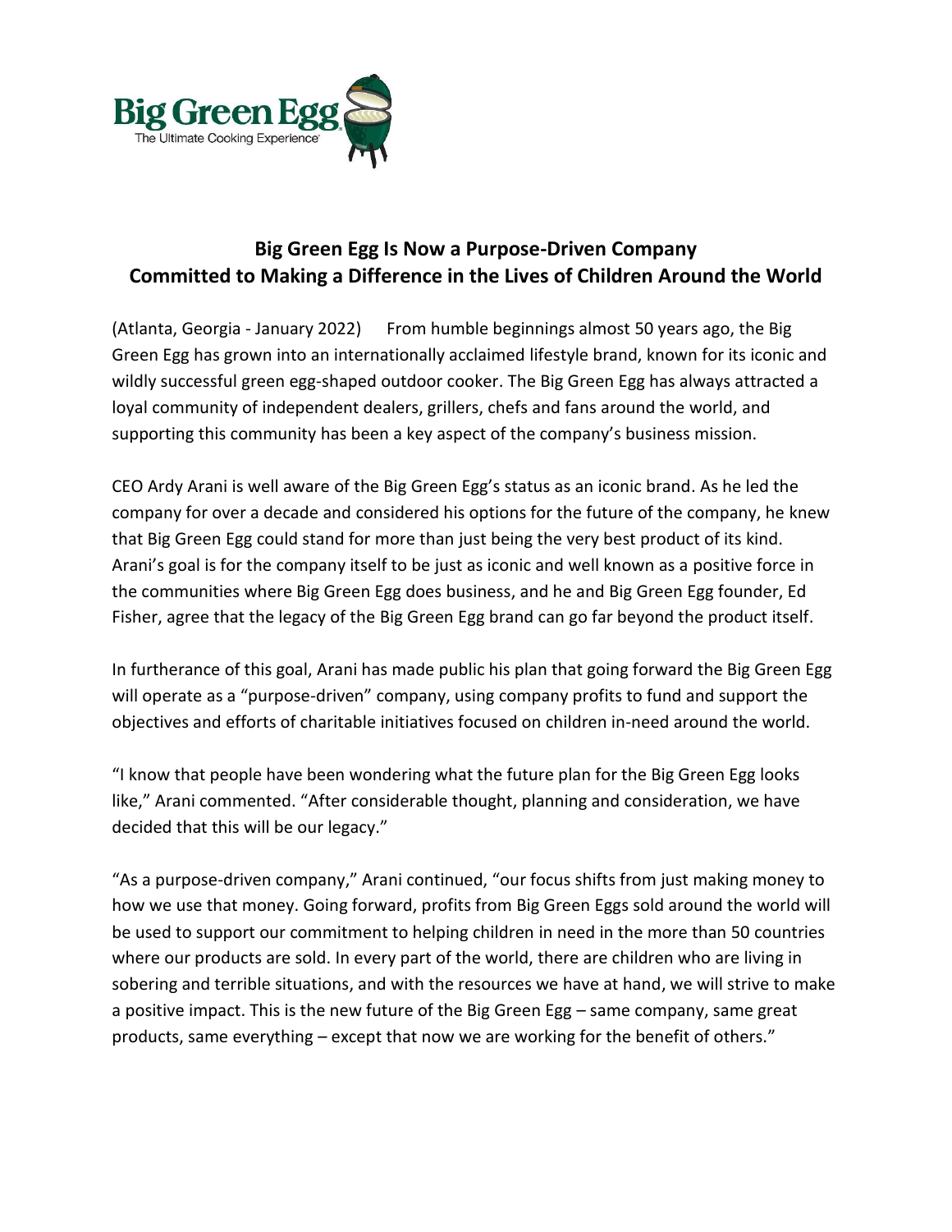Big Green Egg
The Ultimate Cooking Experience

# Big Green Egg Is Now a Purpose-Driven Company
# Committed to Making a Difference in the Lives of Children Around the World

(Atlanta, Georgia - January 2022) From humble beginnings almost 50 years ago, the Big Green Egg has grown into an internationally acclaimed lifestyle brand, known for its iconic and wildly successful green egg-shaped outdoor cooker. The Big Green Egg has always attracted a loyal community of independent dealers, grillers, chefs and fans around the world, and supporting this community has been a key aspect of the company's business mission.

CEO Ardy Arani is well aware of the Big Green Egg's status as an iconic brand. As he led the company for over a decade and considered his options for the future of the company, he knew that Big Green Egg could stand for more than just being the very best product of its kind. Arani's goal is for the company itself to be just as iconic and well known as a positive force in the communities where Big Green Egg does business, and he and Big Green Egg founder, Ed Fisher, agree that the legacy of the Big Green Egg brand can go far beyond the product itself.

In furtherance of this goal, Arani has made public his plan that going forward the Big Green Egg will operate as a "purpose-driven" company, using company profits to fund and support the objectives and efforts of charitable initiatives focused on children in-need around the world.

"I know that people have been wondering what the future plan for the Big Green Egg looks like," Arani commented. "After considerable thought, planning and consideration, we have decided that this will be our legacy."

"As a purpose-driven company," Arani continued, "our focus shifts from just making money to how we use that money. Going forward, profits from Big Green Eggs sold around the world will be used to support our commitment to helping children in need in the more than 50 countries where our products are sold. In every part of the world, there are children who are living in sobering and terrible situations, and with the resources we have at hand, we will strive to make a positive impact. This is the new future of the Big Green Egg – same company, same great products, same everything – except that now we are working for the benefit of others."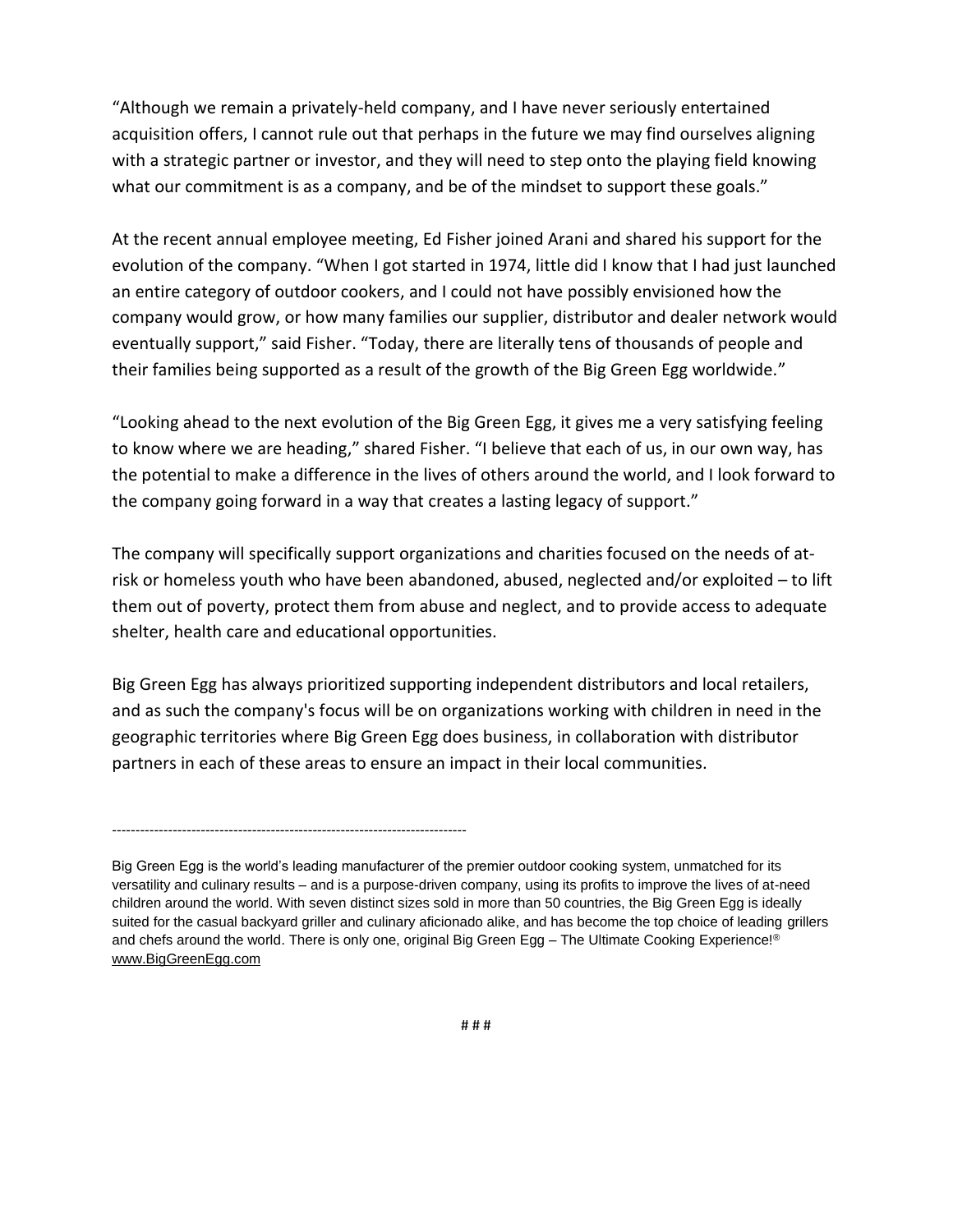"Although we remain a privately-held company, and I have never seriously entertained acquisition offers, I cannot rule out that perhaps in the future we may find ourselves aligning with a strategic partner or investor, and they will need to step onto the playing field knowing what our commitment is as a company, and be of the mindset to support these goals."

At the recent annual employee meeting, Ed Fisher joined Arani and shared his support for the evolution of the company. "When I got started in 1974, little did I know that I had just launched an entire category of outdoor cookers, and I could not have possibly envisioned how the company would grow, or how many families our supplier, distributor and dealer network would eventually support," said Fisher. "Today, there are literally tens of thousands of people and their families being supported as a result of the growth of the Big Green Egg worldwide."

"Looking ahead to the next evolution of the Big Green Egg, it gives me a very satisfying feeling to know where we are heading," shared Fisher. "I believe that each of us, in our own way, has the potential to make a difference in the lives of others around the world, and I look forward to the company going forward in a way that creates a lasting legacy of support."

The company will specifically support organizations and charities focused on the needs of at-risk or homeless youth who have been abandoned, abused, neglected and/or exploited – to lift them out of poverty, protect them from abuse and neglect, and to provide access to adequate shelter, health care and educational opportunities.

Big Green Egg has always prioritized supporting independent distributors and local retailers, and as such the company's focus will be on organizations working with children in need in the geographic territories where Big Green Egg does business, in collaboration with distributor partners in each of these areas to ensure an impact in their local communities.

---

Big Green Egg is the world's leading manufacturer of the premier outdoor cooking system, unmatched for its versatility and culinary results – and is a purpose-driven company, using its profits to improve the lives of at-need children around the world. With seven distinct sizes sold in more than 50 countries, the Big Green Egg is ideally suited for the casual backyard griller and culinary aficionado alike, and has become the top choice of leading grillers and chefs around the world. There is only one, original Big Green Egg – The Ultimate Cooking Experience!® www.BigGreenEgg.com

# # #